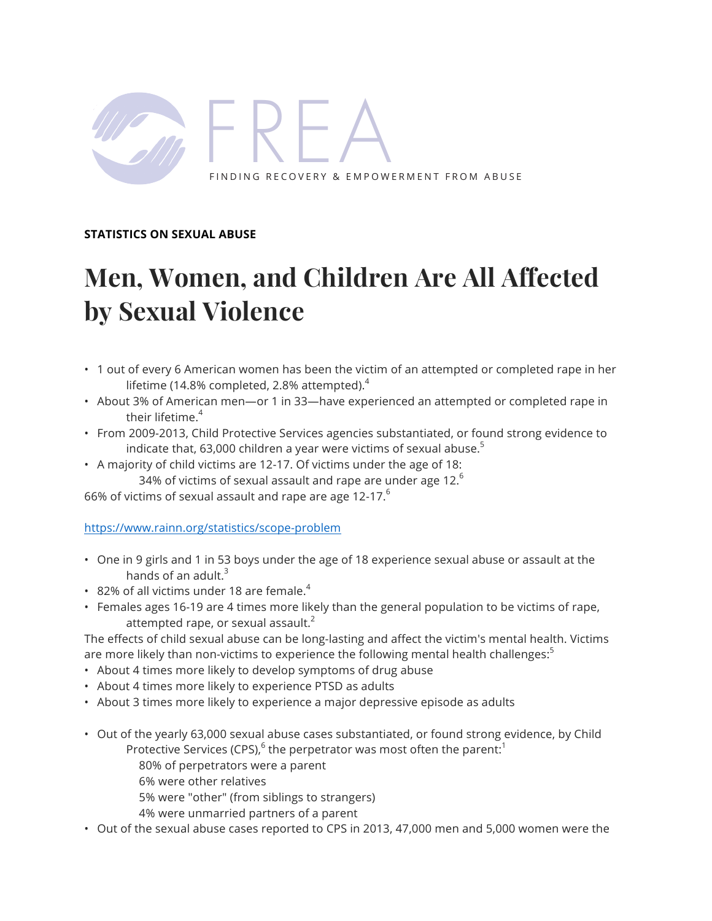FREA

FINDING RECOVERY & EMPOWERMENT FROM ABUSE

**STATISTICS ON SEXUAL ABUSE**

# Men, Women, and Children Are All Affected by Sexual Violence

- 1 out of every 6 American women has been the victim of an attempted or completed rape in her lifetime (14.8% completed, 2.8% attempted).[4]
- About 3% of American men—or 1 in 33—have experienced an attempted or completed rape in their lifetime.[4]
- From 2009-2013, Child Protective Services agencies substantiated, or found strong evidence to indicate that, 63,000 children a year were victims of sexual abuse.[5]
- A majority of child victims are 12-17. Of victims under the age of 18:
  34% of victims of sexual assault and rape are under age 12.[6]

66% of victims of sexual assault and rape are age 12-17.[6]

https://www.rainn.org/statistics/scope-problem

- One in 9 girls and 1 in 53 boys under the age of 18 experience sexual abuse or assault at the hands of an adult.[3]
- 82% of all victims under 18 are female.[4]
- Females ages 16-19 are 4 times more likely than the general population to be victims of rape, attempted rape, or sexual assault.[2]

The effects of child sexual abuse can be long-lasting and affect the victim's mental health. Victims are more likely than non-victims to experience the following mental health challenges:[5]

- About 4 times more likely to develop symptoms of drug abuse
- About 4 times more likely to experience PTSD as adults
- About 3 times more likely to experience a major depressive episode as adults

- Out of the yearly 63,000 sexual abuse cases substantiated, or found strong evidence, by Child Protective Services (CPS),[6] the perpetrator was most often the parent:[1]
  80% of perpetrators were a parent
  6% were other relatives
  5% were "other" (from siblings to strangers)
  4% were unmarried partners of a parent
- Out of the sexual abuse cases reported to CPS in 2013, 47,000 men and 5,000 women were the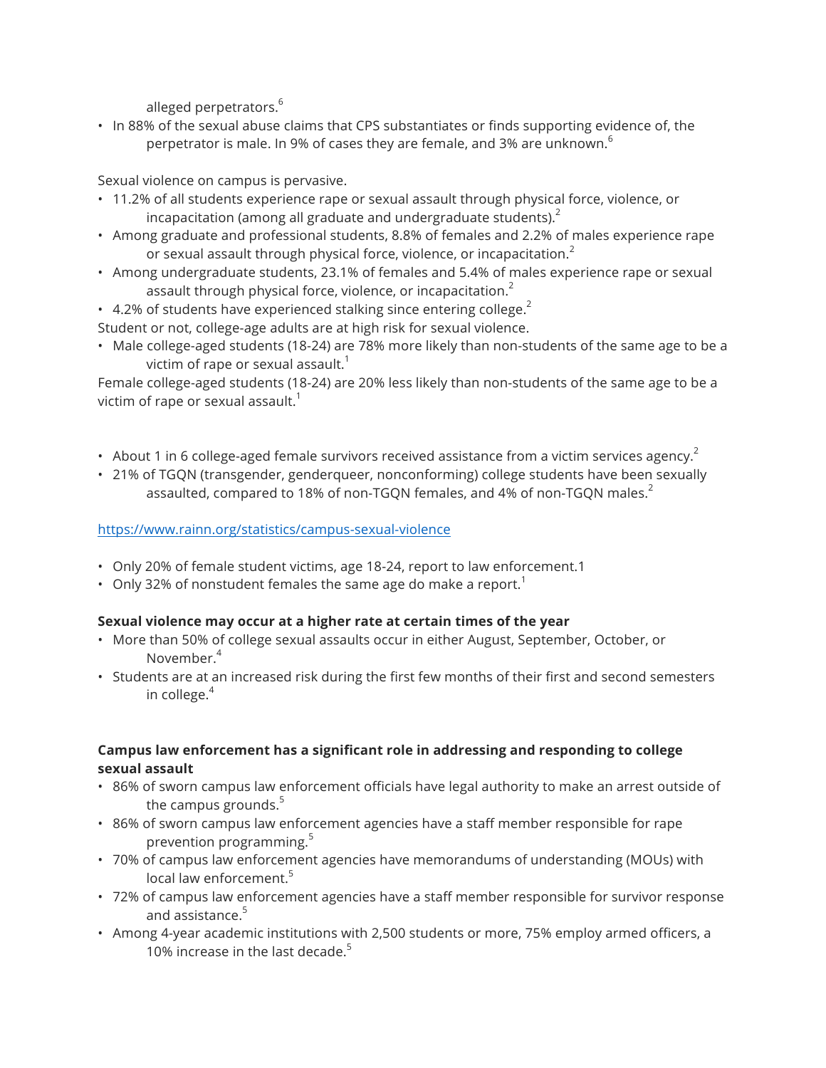alleged perpetrators.[6]

- In 88% of the sexual abuse claims that CPS substantiates or finds supporting evidence of, the perpetrator is male. In 9% of cases they are female, and 3% are unknown.[6]

Sexual violence on campus is pervasive.

- 11.2% of all students experience rape or sexual assault through physical force, violence, or incapacitation (among all graduate and undergraduate students).[2]
- Among graduate and professional students, 8.8% of females and 2.2% of males experience rape or sexual assault through physical force, violence, or incapacitation.[2]
- Among undergraduate students, 23.1% of females and 5.4% of males experience rape or sexual assault through physical force, violence, or incapacitation.[2]
- 4.2% of students have experienced stalking since entering college.[2]

Student or not, college-age adults are at high risk for sexual violence.

- Male college-aged students (18-24) are 78% more likely than non-students of the same age to be a victim of rape or sexual assault.[1]

Female college-aged students (18-24) are 20% less likely than non-students of the same age to be a victim of rape or sexual assault.[1]

- About 1 in 6 college-aged female survivors received assistance from a victim services agency.[2]
- 21% of TGQN (transgender, genderqueer, nonconforming) college students have been sexually assaulted, compared to 18% of non-TGQN females, and 4% of non-TGQN males.[2]

https://www.rainn.org/statistics/campus-sexual-violence

- Only 20% of female student victims, age 18-24, report to law enforcement.1
- Only 32% of nonstudent females the same age do make a report.[1]

**Sexual violence may occur at a higher rate at certain times of the year**

- More than 50% of college sexual assaults occur in either August, September, October, or November.[4]
- Students are at an increased risk during the first few months of their first and second semesters in college.[4]

**Campus law enforcement has a significant role in addressing and responding to college sexual assault**

- 86% of sworn campus law enforcement officials have legal authority to make an arrest outside of the campus grounds.[5]
- 86% of sworn campus law enforcement agencies have a staff member responsible for rape prevention programming.[5]
- 70% of campus law enforcement agencies have memorandums of understanding (MOUs) with local law enforcement.[5]
- 72% of campus law enforcement agencies have a staff member responsible for survivor response and assistance.[5]
- Among 4-year academic institutions with 2,500 students or more, 75% employ armed officers, a 10% increase in the last decade.[5]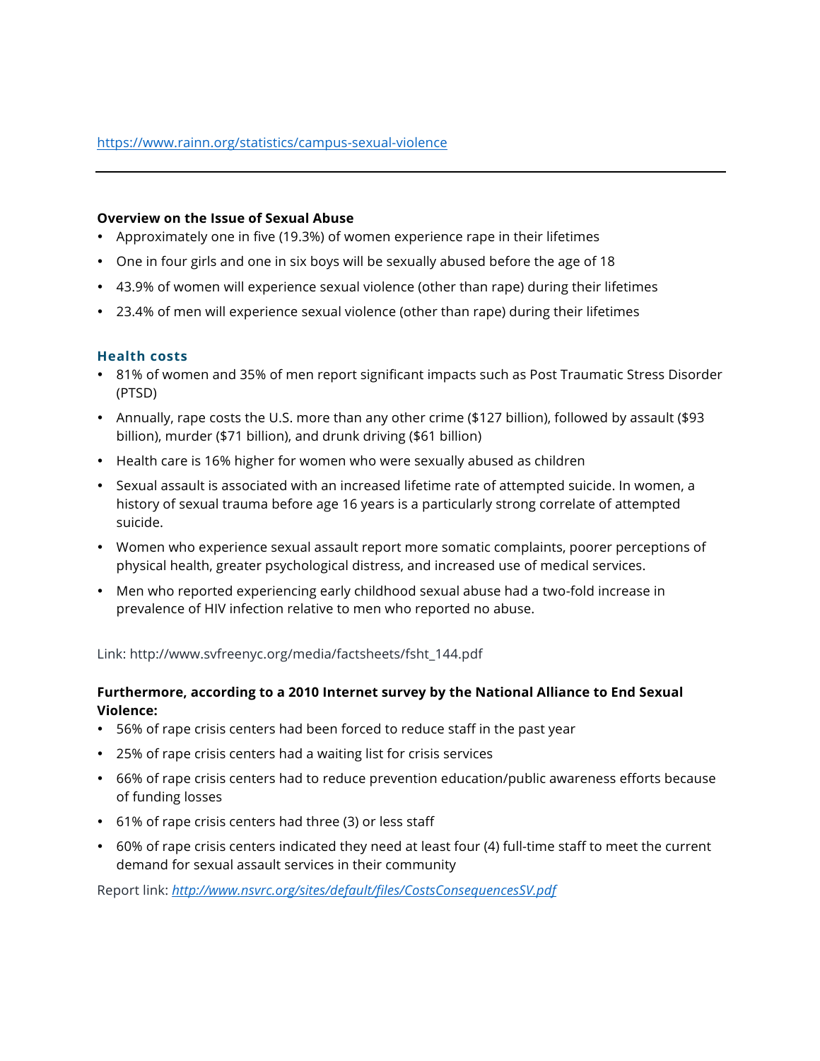https://www.rainn.org/statistics/campus-sexual-violence

---

**Overview on the Issue of Sexual Abuse**

- Approximately one in five (19.3%) of women experience rape in their lifetimes
- One in four girls and one in six boys will be sexually abused before the age of 18
- 43.9% of women will experience sexual violence (other than rape) during their lifetimes
- 23.4% of men will experience sexual violence (other than rape) during their lifetimes

### Health costs

- 81% of women and 35% of men report significant impacts such as Post Traumatic Stress Disorder (PTSD)
- Annually, rape costs the U.S. more than any other crime ($127 billion), followed by assault ($93 billion), murder ($71 billion), and drunk driving ($61 billion)
- Health care is 16% higher for women who were sexually abused as children
- Sexual assault is associated with an increased lifetime rate of attempted suicide. In women, a history of sexual trauma before age 16 years is a particularly strong correlate of attempted suicide.
- Women who experience sexual assault report more somatic complaints, poorer perceptions of physical health, greater psychological distress, and increased use of medical services.
- Men who reported experiencing early childhood sexual abuse had a two-fold increase in prevalence of HIV infection relative to men who reported no abuse.

Link: http://www.svfreenyc.org/media/factsheets/fsht_144.pdf

**Furthermore, according to a 2010 Internet survey by the National Alliance to End Sexual Violence:**

- 56% of rape crisis centers had been forced to reduce staff in the past year
- 25% of rape crisis centers had a waiting list for crisis services
- 66% of rape crisis centers had to reduce prevention education/public awareness efforts because of funding losses
- 61% of rape crisis centers had three (3) or less staff
- 60% of rape crisis centers indicated they need at least four (4) full-time staff to meet the current demand for sexual assault services in their community

Report link: *http://www.nsvrc.org/sites/default/files/CostsConsequencesSV.pdf*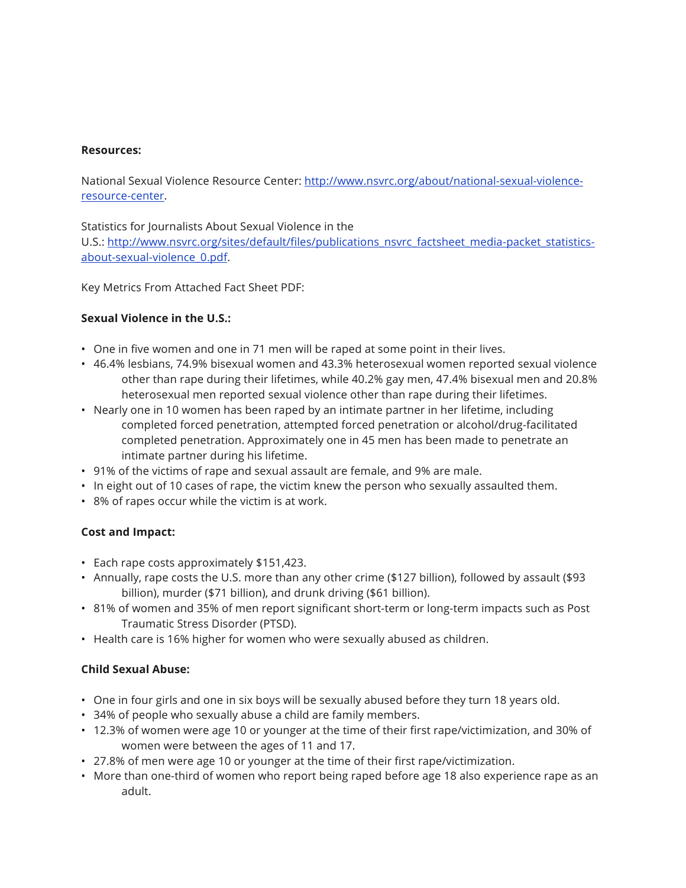**Resources:**

National Sexual Violence Resource Center: [http://www.nsvrc.org/about/national-sexual-violence-resource-center](http://www.nsvrc.org/about/national-sexual-violence-resource-center).

Statistics for Journalists About Sexual Violence in the U.S.: [http://www.nsvrc.org/sites/default/files/publications_nsvrc_factsheet_media-packet_statistics-about-sexual-violence_0.pdf](http://www.nsvrc.org/sites/default/files/publications_nsvrc_factsheet_media-packet_statistics-about-sexual-violence_0.pdf).

Key Metrics From Attached Fact Sheet PDF:

**Sexual Violence in the U.S.:**

- One in five women and one in 71 men will be raped at some point in their lives.
- 46.4% lesbians, 74.9% bisexual women and 43.3% heterosexual women reported sexual violence other than rape during their lifetimes, while 40.2% gay men, 47.4% bisexual men and 20.8% heterosexual men reported sexual violence other than rape during their lifetimes.
- Nearly one in 10 women has been raped by an intimate partner in her lifetime, including completed forced penetration, attempted forced penetration or alcohol/drug-facilitated completed penetration. Approximately one in 45 men has been made to penetrate an intimate partner during his lifetime.
- 91% of the victims of rape and sexual assault are female, and 9% are male.
- In eight out of 10 cases of rape, the victim knew the person who sexually assaulted them.
- 8% of rapes occur while the victim is at work.

**Cost and Impact:**

- Each rape costs approximately $151,423.
- Annually, rape costs the U.S. more than any other crime ($127 billion), followed by assault ($93 billion), murder ($71 billion), and drunk driving ($61 billion).
- 81% of women and 35% of men report significant short-term or long-term impacts such as Post Traumatic Stress Disorder (PTSD).
- Health care is 16% higher for women who were sexually abused as children.

**Child Sexual Abuse:**

- One in four girls and one in six boys will be sexually abused before they turn 18 years old.
- 34% of people who sexually abuse a child are family members.
- 12.3% of women were age 10 or younger at the time of their first rape/victimization, and 30% of women were between the ages of 11 and 17.
- 27.8% of men were age 10 or younger at the time of their first rape/victimization.
- More than one-third of women who report being raped before age 18 also experience rape as an adult.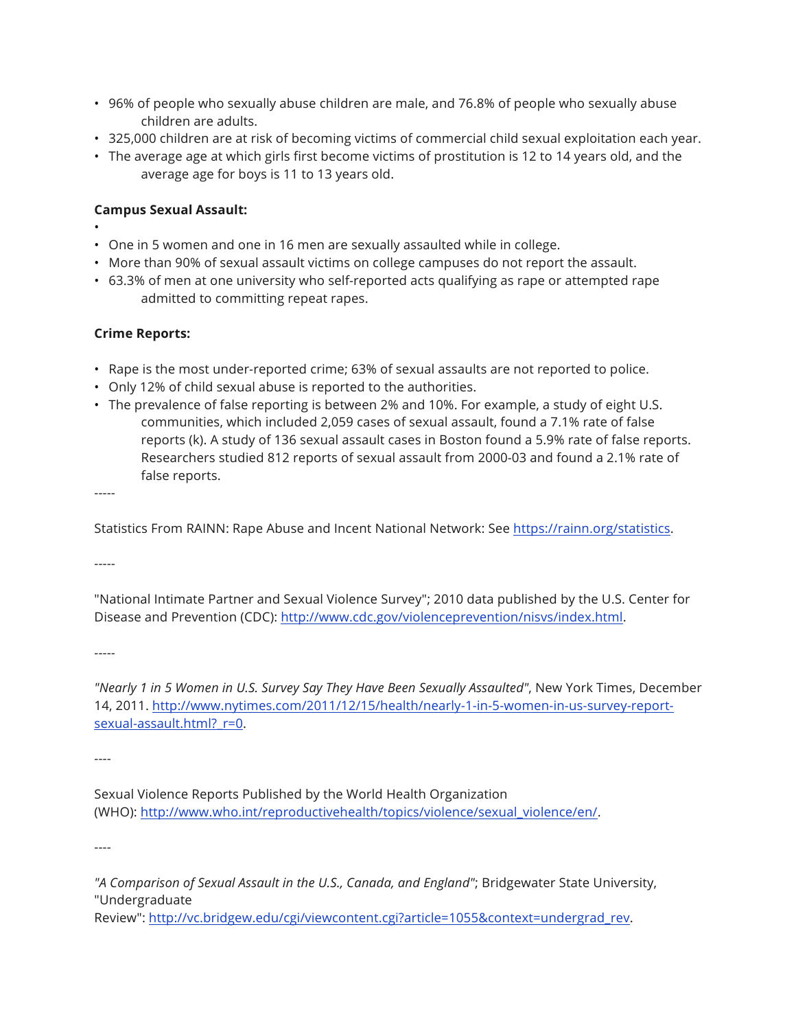- 96% of people who sexually abuse children are male, and 76.8% of people who sexually abuse children are adults.
- 325,000 children are at risk of becoming victims of commercial child sexual exploitation each year.
- The average age at which girls first become victims of prostitution is 12 to 14 years old, and the average age for boys is 11 to 13 years old.

**Campus Sexual Assault:**

- 
- One in 5 women and one in 16 men are sexually assaulted while in college.
- More than 90% of sexual assault victims on college campuses do not report the assault.
- 63.3% of men at one university who self-reported acts qualifying as rape or attempted rape admitted to committing repeat rapes.

**Crime Reports:**

- Rape is the most under-reported crime; 63% of sexual assaults are not reported to police.
- Only 12% of child sexual abuse is reported to the authorities.
- The prevalence of false reporting is between 2% and 10%. For example, a study of eight U.S. communities, which included 2,059 cases of sexual assault, found a 7.1% rate of false reports (k). A study of 136 sexual assault cases in Boston found a 5.9% rate of false reports. Researchers studied 812 reports of sexual assault from 2000-03 and found a 2.1% rate of false reports.

-----

Statistics From RAINN: Rape Abuse and Incent National Network: See https://rainn.org/statistics.

-----

"National Intimate Partner and Sexual Violence Survey"; 2010 data published by the U.S. Center for Disease and Prevention (CDC): http://www.cdc.gov/violenceprevention/nisvs/index.html.

-----

*"Nearly 1 in 5 Women in U.S. Survey Say They Have Been Sexually Assaulted"*, New York Times, December 14, 2011. http://www.nytimes.com/2011/12/15/health/nearly-1-in-5-women-in-us-survey-report-sexual-assault.html?_r=0.

----

Sexual Violence Reports Published by the World Health Organization (WHO): http://www.who.int/reproductivehealth/topics/violence/sexual_violence/en/.

----

*"A Comparison of Sexual Assault in the U.S., Canada, and England"*; Bridgewater State University, "Undergraduate Review": http://vc.bridgew.edu/cgi/viewcontent.cgi?article=1055&context=undergrad_rev.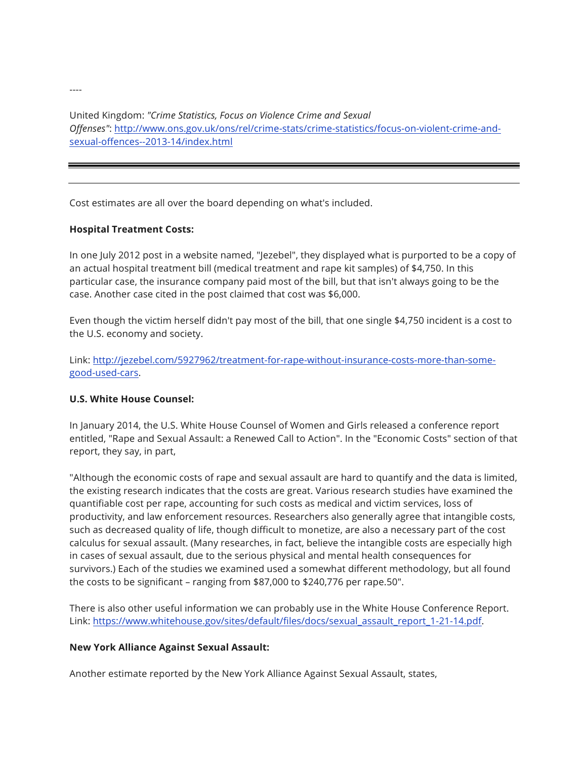----

United Kingdom: *"Crime Statistics, Focus on Violence Crime and Sexual Offenses"*: [http://www.ons.gov.uk/ons/rel/crime-stats/crime-statistics/focus-on-violent-crime-and-sexual-offences--2013-14/index.html](http://www.ons.gov.uk/ons/rel/crime-stats/crime-statistics/focus-on-violent-crime-and-sexual-offences--2013-14/index.html)

---

Cost estimates are all over the board depending on what's included.

**Hospital Treatment Costs:**

In one July 2012 post in a website named, "Jezebel", they displayed what is purported to be a copy of an actual hospital treatment bill (medical treatment and rape kit samples) of $4,750. In this particular case, the insurance company paid most of the bill, but that isn't always going to be the case. Another case cited in the post claimed that cost was $6,000.

Even though the victim herself didn't pay most of the bill, that one single $4,750 incident is a cost to the U.S. economy and society.

Link: [http://jezebel.com/5927962/treatment-for-rape-without-insurance-costs-more-than-some-good-used-cars](http://jezebel.com/5927962/treatment-for-rape-without-insurance-costs-more-than-some-good-used-cars).

**U.S. White House Counsel:**

In January 2014, the U.S. White House Counsel of Women and Girls released a conference report entitled, "Rape and Sexual Assault: a Renewed Call to Action". In the "Economic Costs" section of that report, they say, in part,

"Although the economic costs of rape and sexual assault are hard to quantify and the data is limited, the existing research indicates that the costs are great. Various research studies have examined the quantifiable cost per rape, accounting for such costs as medical and victim services, loss of productivity, and law enforcement resources. Researchers also generally agree that intangible costs, such as decreased quality of life, though difficult to monetize, are also a necessary part of the cost calculus for sexual assault. (Many researches, in fact, believe the intangible costs are especially high in cases of sexual assault, due to the serious physical and mental health consequences for survivors.) Each of the studies we examined used a somewhat different methodology, but all found the costs to be significant – ranging from $87,000 to $240,776 per rape.50".

There is also other useful information we can probably use in the White House Conference Report. Link: [https://www.whitehouse.gov/sites/default/files/docs/sexual_assault_report_1-21-14.pdf](https://www.whitehouse.gov/sites/default/files/docs/sexual_assault_report_1-21-14.pdf).

**New York Alliance Against Sexual Assault:**

Another estimate reported by the New York Alliance Against Sexual Assault, states,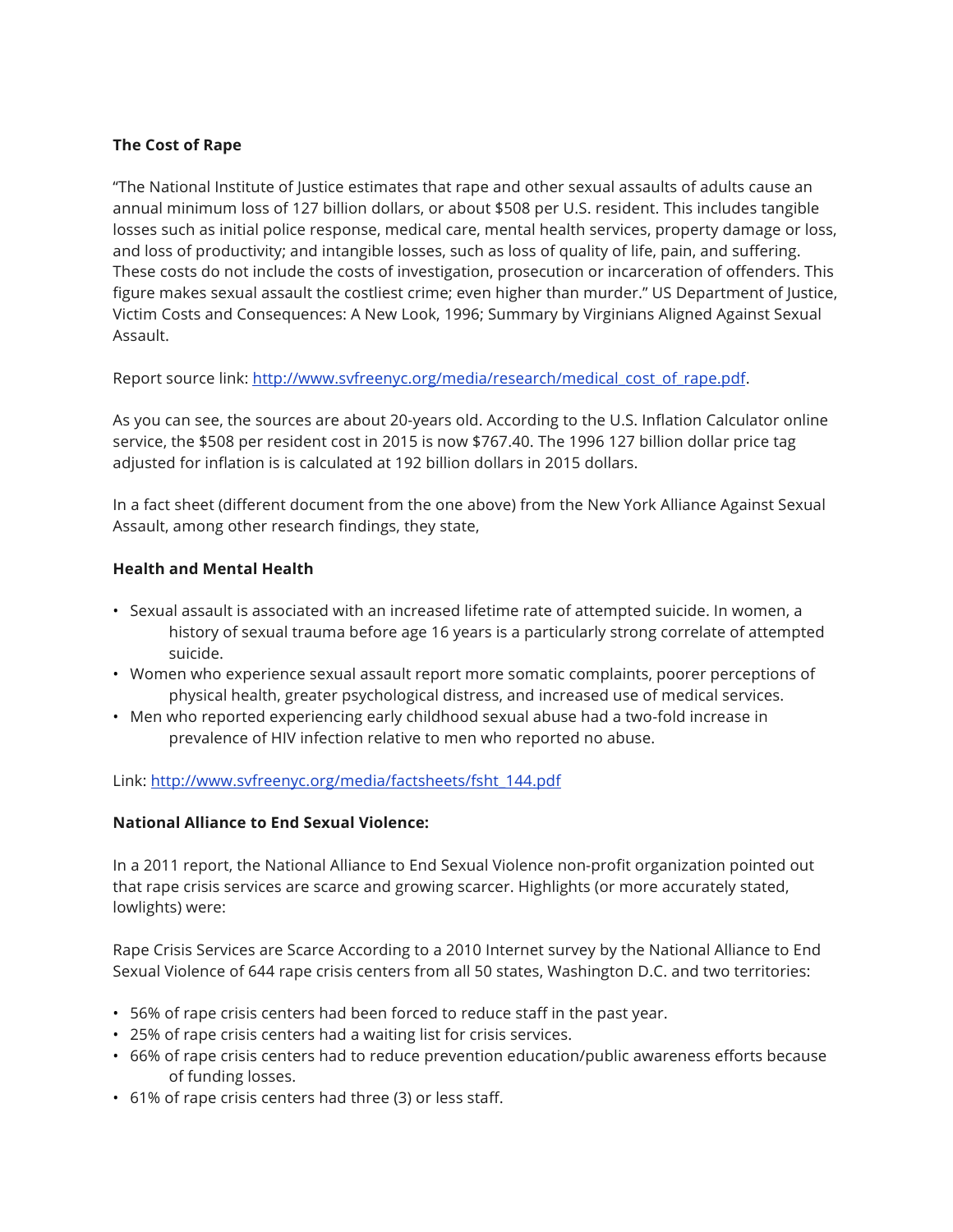**The Cost of Rape**

"The National Institute of Justice estimates that rape and other sexual assaults of adults cause an annual minimum loss of 127 billion dollars, or about $508 per U.S. resident. This includes tangible losses such as initial police response, medical care, mental health services, property damage or loss, and loss of productivity; and intangible losses, such as loss of quality of life, pain, and suffering. These costs do not include the costs of investigation, prosecution or incarceration of offenders. This figure makes sexual assault the costliest crime; even higher than murder." US Department of Justice, Victim Costs and Consequences: A New Look, 1996; Summary by Virginians Aligned Against Sexual Assault.

Report source link: [http://www.svfreenyc.org/media/research/medical_cost_of_rape.pdf](http://www.svfreenyc.org/media/research/medical_cost_of_rape.pdf).

As you can see, the sources are about 20-years old. According to the U.S. Inflation Calculator online service, the $508 per resident cost in 2015 is now $767.40. The 1996 127 billion dollar price tag adjusted for inflation is is calculated at 192 billion dollars in 2015 dollars.

In a fact sheet (different document from the one above) from the New York Alliance Against Sexual Assault, among other research findings, they state,

**Health and Mental Health**

- Sexual assault is associated with an increased lifetime rate of attempted suicide. In women, a history of sexual trauma before age 16 years is a particularly strong correlate of attempted suicide.
- Women who experience sexual assault report more somatic complaints, poorer perceptions of physical health, greater psychological distress, and increased use of medical services.
- Men who reported experiencing early childhood sexual abuse had a two-fold increase in prevalence of HIV infection relative to men who reported no abuse.

Link: [http://www.svfreenyc.org/media/factsheets/fsht_144.pdf](http://www.svfreenyc.org/media/factsheets/fsht_144.pdf)

**National Alliance to End Sexual Violence:**

In a 2011 report, the National Alliance to End Sexual Violence non-profit organization pointed out that rape crisis services are scarce and growing scarcer. Highlights (or more accurately stated, lowlights) were:

Rape Crisis Services are Scarce According to a 2010 Internet survey by the National Alliance to End Sexual Violence of 644 rape crisis centers from all 50 states, Washington D.C. and two territories:

- 56% of rape crisis centers had been forced to reduce staff in the past year.
- 25% of rape crisis centers had a waiting list for crisis services.
- 66% of rape crisis centers had to reduce prevention education/public awareness efforts because of funding losses.
- 61% of rape crisis centers had three (3) or less staff.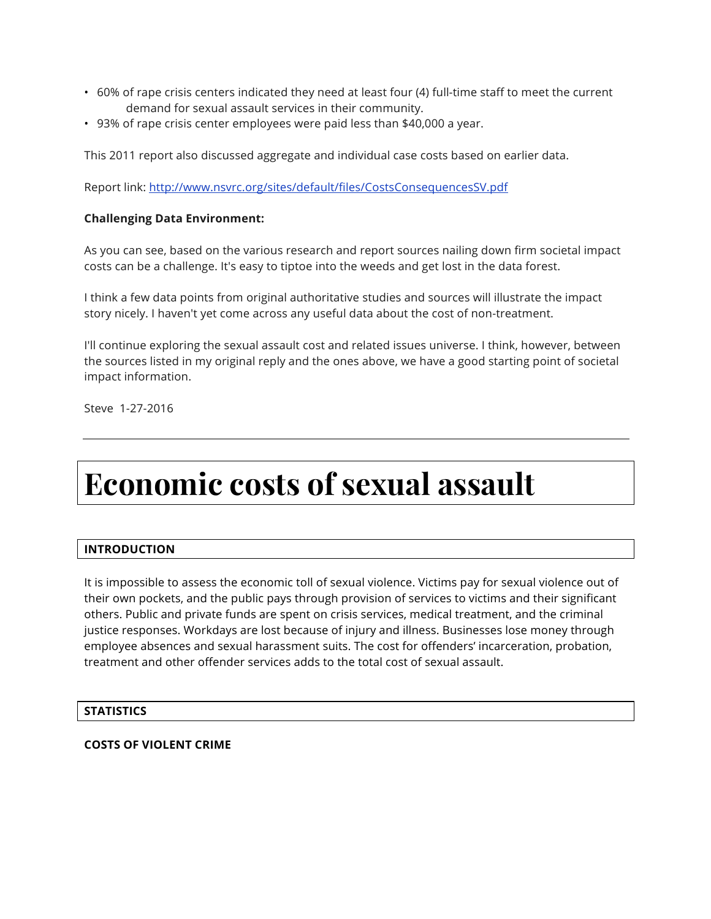- 60% of rape crisis centers indicated they need at least four (4) full-time staff to meet the current demand for sexual assault services in their community.
- 93% of rape crisis center employees were paid less than $40,000 a year.

This 2011 report also discussed aggregate and individual case costs based on earlier data.

Report link: [http://www.nsvrc.org/sites/default/files/CostsConsequencesSV.pdf](http://www.nsvrc.org/sites/default/files/CostsConsequencesSV.pdf)

**Challenging Data Environment:**

As you can see, based on the various research and report sources nailing down firm societal impact costs can be a challenge. It's easy to tiptoe into the weeds and get lost in the data forest.

I think a few data points from original authoritative studies and sources will illustrate the impact story nicely. I haven't yet come across any useful data about the cost of non-treatment.

I'll continue exploring the sexual assault cost and related issues universe. I think, however, between the sources listed in my original reply and the ones above, we have a good starting point of societal impact information.

Steve 1-27-2016

---

# Economic costs of sexual assault

## INTRODUCTION

It is impossible to assess the economic toll of sexual violence. Victims pay for sexual violence out of their own pockets, and the public pays through provision of services to victims and their significant others. Public and private funds are spent on crisis services, medical treatment, and the criminal justice responses. Workdays are lost because of injury and illness. Businesses lose money through employee absences and sexual harassment suits. The cost for offenders' incarceration, probation, treatment and other offender services adds to the total cost of sexual assault.

## STATISTICS

### COSTS OF VIOLENT CRIME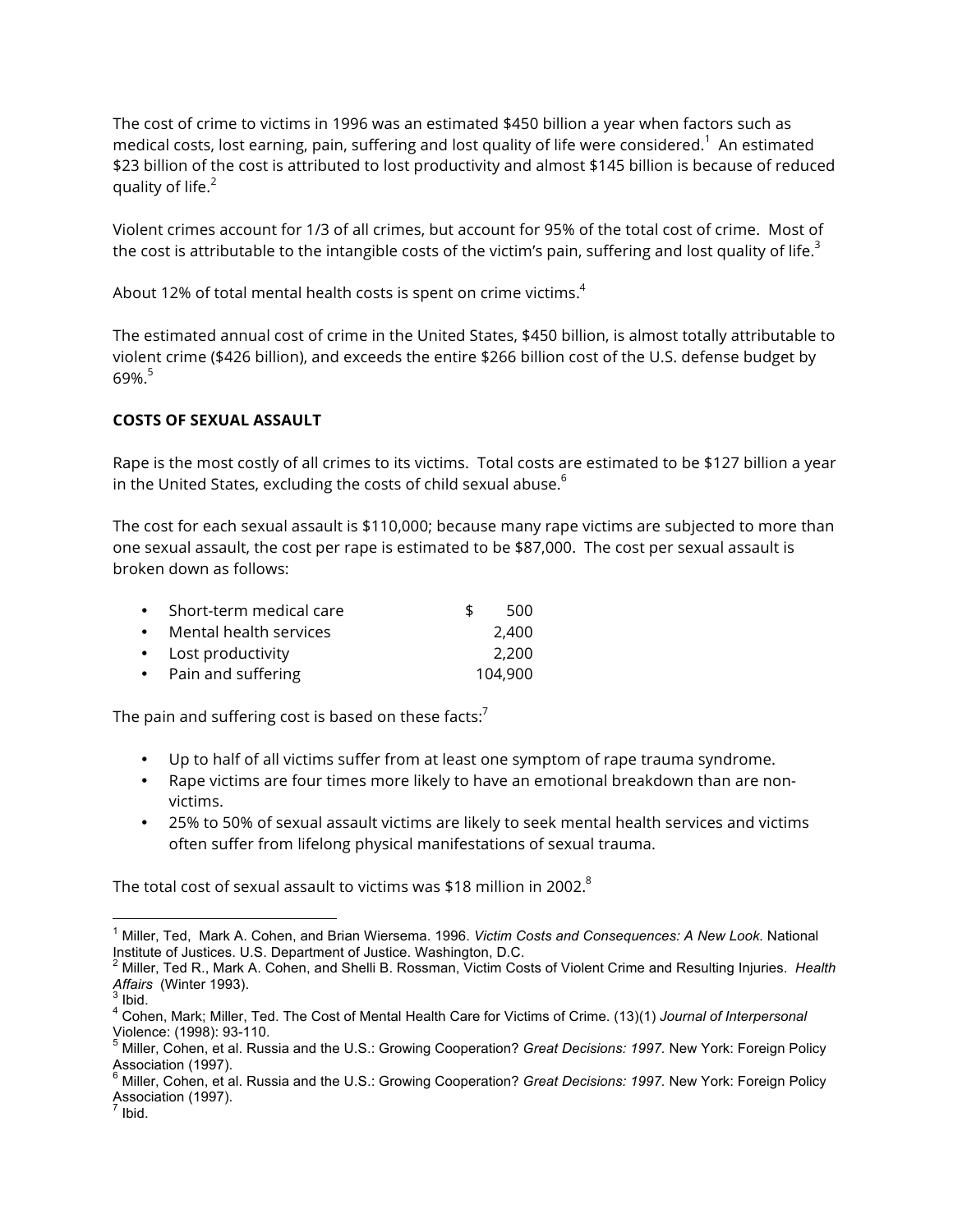The cost of crime to victims in 1996 was an estimated $450 billion a year when factors such as medical costs, lost earning, pain, suffering and lost quality of life were considered.[1] An estimated $23 billion of the cost is attributed to lost productivity and almost $145 billion is because of reduced quality of life.[2]

Violent crimes account for 1/3 of all crimes, but account for 95% of the total cost of crime. Most of the cost is attributable to the intangible costs of the victim's pain, suffering and lost quality of life.[3]

About 12% of total mental health costs is spent on crime victims.[4]

The estimated annual cost of crime in the United States, $450 billion, is almost totally attributable to violent crime ($426 billion), and exceeds the entire $266 billion cost of the U.S. defense budget by 69%.[5]

**COSTS OF SEXUAL ASSAULT**

Rape is the most costly of all crimes to its victims. Total costs are estimated to be $127 billion a year in the United States, excluding the costs of child sexual abuse.[6]

The cost for each sexual assault is $110,000; because many rape victims are subjected to more than one sexual assault, the cost per rape is estimated to be $87,000. The cost per sexual assault is broken down as follows:

- Short-term medical care $ 500
- Mental health services 2,400
- Lost productivity 2,200
- Pain and suffering 104,900

The pain and suffering cost is based on these facts:[7]

- Up to half of all victims suffer from at least one symptom of rape trauma syndrome.
- Rape victims are four times more likely to have an emotional breakdown than are non-victims.
- 25% to 50% of sexual assault victims are likely to seek mental health services and victims often suffer from lifelong physical manifestations of sexual trauma.

The total cost of sexual assault to victims was $18 million in 2002.[8]

---

[1] Miller, Ted, Mark A. Cohen, and Brian Wiersema. 1996. *Victim Costs and Consequences: A New Look.* National Institute of Justices. U.S. Department of Justice. Washington, D.C.

[2] Miller, Ted R., Mark A. Cohen, and Shelli B. Rossman, Victim Costs of Violent Crime and Resulting Injuries. *Health Affairs* (Winter 1993).

[3] Ibid.

[4] Cohen, Mark; Miller, Ted. The Cost of Mental Health Care for Victims of Crime. (13)(1) *Journal of Interpersonal* Violence: (1998): 93-110.

[5] Miller, Cohen, et al. Russia and the U.S.: Growing Cooperation? *Great Decisions: 1997.* New York: Foreign Policy Association (1997).

[6] Miller, Cohen, et al. Russia and the U.S.: Growing Cooperation? *Great Decisions: 1997.* New York: Foreign Policy Association (1997).

[7] Ibid.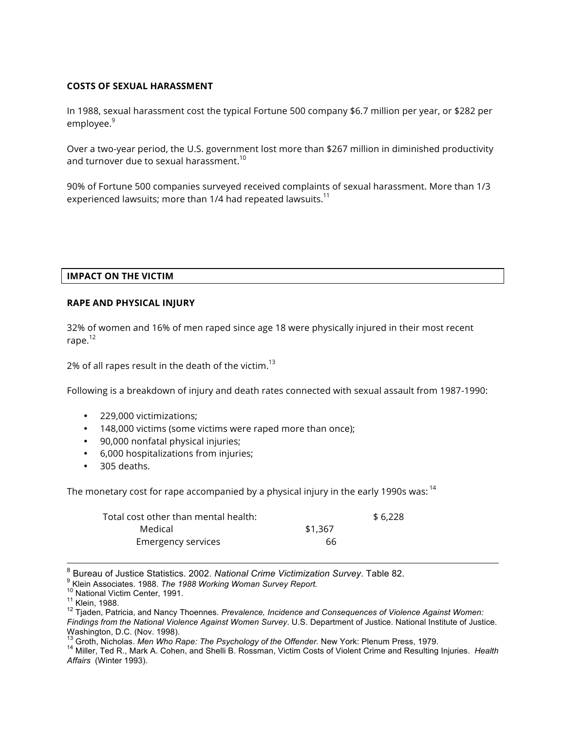### COSTS OF SEXUAL HARASSMENT

In 1988, sexual harassment cost the typical Fortune 500 company $6.7 million per year, or $282 per employee.[9]

Over a two-year period, the U.S. government lost more than $267 million in diminished productivity and turnover due to sexual harassment.[10]

90% of Fortune 500 companies surveyed received complaints of sexual harassment. More than 1/3 experienced lawsuits; more than 1/4 had repeated lawsuits.[11]

## IMPACT ON THE VICTIM

### RAPE AND PHYSICAL INJURY

32% of women and 16% of men raped since age 18 were physically injured in their most recent rape.[12]

2% of all rapes result in the death of the victim.[13]

Following is a breakdown of injury and death rates connected with sexual assault from 1987-1990:

- 229,000 victimizations;
- 148,000 victims (some victims were raped more than once);
- 90,000 nonfatal physical injuries;
- 6,000 hospitalizations from injuries;
- 305 deaths.

The monetary cost for rape accompanied by a physical injury in the early 1990s was: [14]

| | | |
|---|---|---|
| Total cost other than mental health: | | $ 6,228 |
| Medical | $1,367 | |
| Emergency services | 66 | |

---

[8] Bureau of Justice Statistics. 2002. *National Crime Victimization Survey*. Table 82.
[9] Klein Associates. 1988. *The 1988 Working Woman Survey Report.*
[10] National Victim Center, 1991.
[11] Klein, 1988.
[12] Tjaden, Patricia, and Nancy Thoennes. *Prevalence, Incidence and Consequences of Violence Against Women: Findings from the National Violence Against Women Survey*. U.S. Department of Justice. National Institute of Justice. Washington, D.C. (Nov. 1998).
[13] Groth, Nicholas. *Men Who Rape: The Psychology of the Offender.* New York: Plenum Press, 1979.
[14] Miller, Ted R., Mark A. Cohen, and Shelli B. Rossman, Victim Costs of Violent Crime and Resulting Injuries. *Health Affairs* (Winter 1993).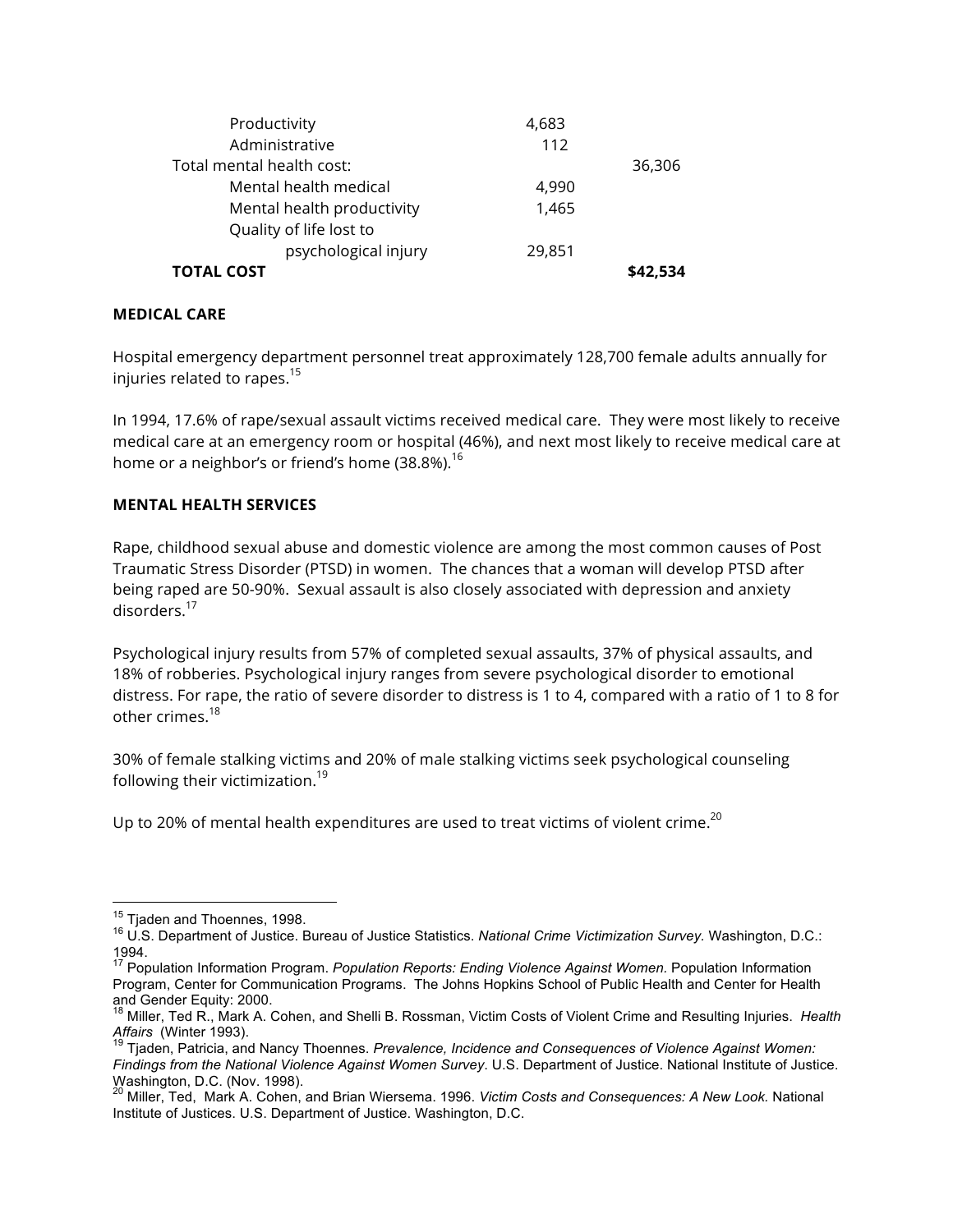| | | |
|---|---|---|
| Productivity | 4,683 | |
| Administrative | 112 | |
| Total mental health cost: | | 36,306 |
| Mental health medical | 4,990 | |
| Mental health productivity | 1,465 | |
| Quality of life lost to psychological injury | 29,851 | |
| **TOTAL COST** | | **$42,534** |

**MEDICAL CARE**

Hospital emergency department personnel treat approximately 128,700 female adults annually for injuries related to rapes.[15]

In 1994, 17.6% of rape/sexual assault victims received medical care. They were most likely to receive medical care at an emergency room or hospital (46%), and next most likely to receive medical care at home or a neighbor's or friend's home (38.8%).[16]

**MENTAL HEALTH SERVICES**

Rape, childhood sexual abuse and domestic violence are among the most common causes of Post Traumatic Stress Disorder (PTSD) in women. The chances that a woman will develop PTSD after being raped are 50-90%. Sexual assault is also closely associated with depression and anxiety disorders.[17]

Psychological injury results from 57% of completed sexual assaults, 37% of physical assaults, and 18% of robberies. Psychological injury ranges from severe psychological disorder to emotional distress. For rape, the ratio of severe disorder to distress is 1 to 4, compared with a ratio of 1 to 8 for other crimes.[18]

30% of female stalking victims and 20% of male stalking victims seek psychological counseling following their victimization.[19]

Up to 20% of mental health expenditures are used to treat victims of violent crime.[20]

---

[15] Tjaden and Thoennes, 1998.

[16] U.S. Department of Justice. Bureau of Justice Statistics. *National Crime Victimization Survey.* Washington, D.C.: 1994.

[17] Population Information Program. *Population Reports: Ending Violence Against Women.* Population Information Program, Center for Communication Programs. The Johns Hopkins School of Public Health and Center for Health and Gender Equity: 2000.

[18] Miller, Ted R., Mark A. Cohen, and Shelli B. Rossman, Victim Costs of Violent Crime and Resulting Injuries. *Health Affairs* (Winter 1993).

[19] Tjaden, Patricia, and Nancy Thoennes. *Prevalence, Incidence and Consequences of Violence Against Women: Findings from the National Violence Against Women Survey*. U.S. Department of Justice. National Institute of Justice. Washington, D.C. (Nov. 1998).

[20] Miller, Ted, Mark A. Cohen, and Brian Wiersema. 1996. *Victim Costs and Consequences: A New Look.* National Institute of Justices. U.S. Department of Justice. Washington, D.C.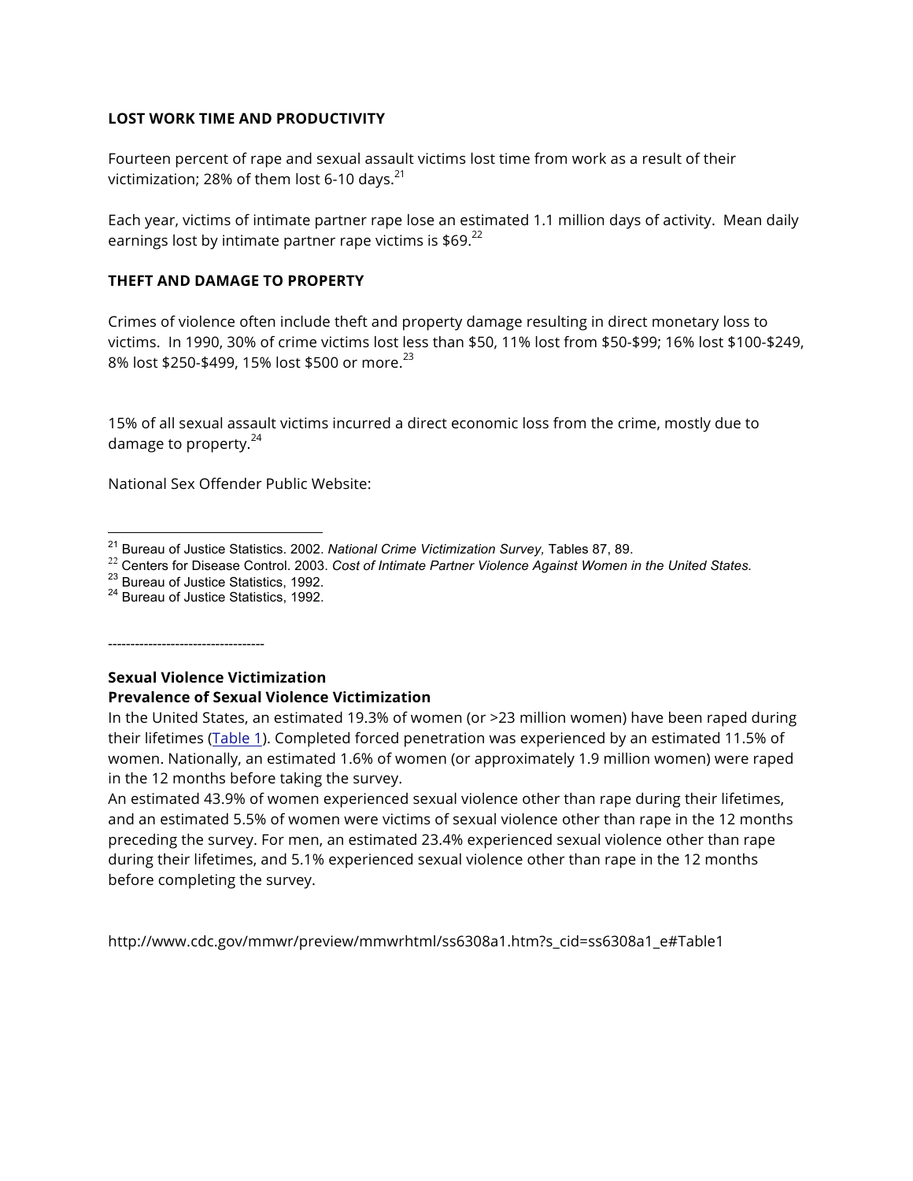**LOST WORK TIME AND PRODUCTIVITY**

Fourteen percent of rape and sexual assault victims lost time from work as a result of their victimization; 28% of them lost 6-10 days.[21]

Each year, victims of intimate partner rape lose an estimated 1.1 million days of activity. Mean daily earnings lost by intimate partner rape victims is $69.[22]

**THEFT AND DAMAGE TO PROPERTY**

Crimes of violence often include theft and property damage resulting in direct monetary loss to victims. In 1990, 30% of crime victims lost less than $50, 11% lost from $50-$99; 16% lost $100-$249, 8% lost $250-$499, 15% lost $500 or more.[23]

15% of all sexual assault victims incurred a direct economic loss from the crime, mostly due to damage to property.[24]

National Sex Offender Public Website:

[21] Bureau of Justice Statistics. 2002. *National Crime Victimization Survey*, Tables 87, 89.
[22] Centers for Disease Control. 2003. *Cost of Intimate Partner Violence Against Women in the United States.*
[23] Bureau of Justice Statistics, 1992.
[24] Bureau of Justice Statistics, 1992.

-----------------------------------

**Sexual Violence Victimization**
**Prevalence of Sexual Violence Victimization**

In the United States, an estimated 19.3% of women (or >23 million women) have been raped during their lifetimes (Table 1). Completed forced penetration was experienced by an estimated 11.5% of women. Nationally, an estimated 1.6% of women (or approximately 1.9 million women) were raped in the 12 months before taking the survey.
An estimated 43.9% of women experienced sexual violence other than rape during their lifetimes, and an estimated 5.5% of women were victims of sexual violence other than rape in the 12 months preceding the survey. For men, an estimated 23.4% experienced sexual violence other than rape during their lifetimes, and 5.1% experienced sexual violence other than rape in the 12 months before completing the survey.

http://www.cdc.gov/mmwr/preview/mmwrhtml/ss6308a1.htm?s_cid=ss6308a1_e#Table1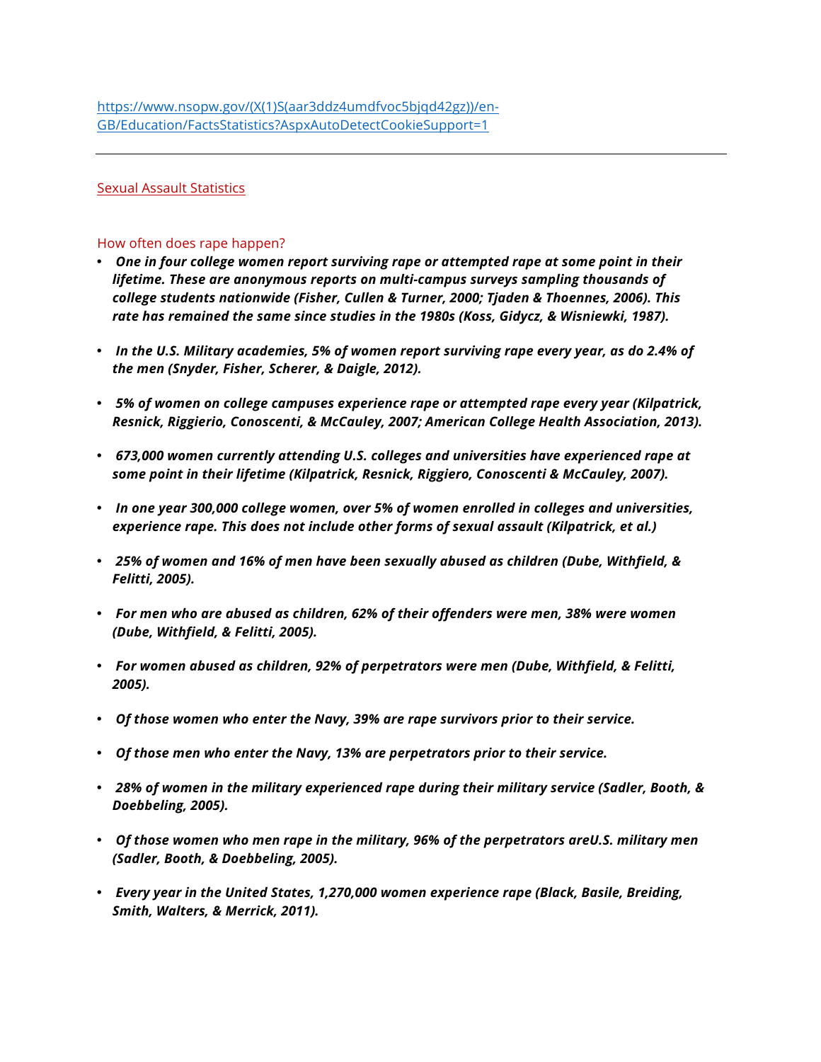https://www.nsopw.gov/(X(1)S(aar3ddz4umdfvoc5bjqd42gz))/en-GB/Education/FactsStatistics?AspxAutoDetectCookieSupport=1

---

Sexual Assault Statistics

How often does rape happen?

- ***One in four college women report surviving rape or attempted rape at some point in their lifetime. These are anonymous reports on multi-campus surveys sampling thousands of college students nationwide (Fisher, Cullen & Turner, 2000; Tjaden & Thoennes, 2006). This rate has remained the same since studies in the 1980s (Koss, Gidycz, & Wisniewki, 1987).***

- ***In the U.S. Military academies, 5% of women report surviving rape every year, as do 2.4% of the men (Snyder, Fisher, Scherer, & Daigle, 2012).***

- ***5% of women on college campuses experience rape or attempted rape every year (Kilpatrick, Resnick, Riggierio, Conoscenti, & McCauley, 2007; American College Health Association, 2013).***

- ***673,000 women currently attending U.S. colleges and universities have experienced rape at some point in their lifetime (Kilpatrick, Resnick, Riggiero, Conoscenti & McCauley, 2007).***

- ***In one year 300,000 college women, over 5% of women enrolled in colleges and universities, experience rape. This does not include other forms of sexual assault (Kilpatrick, et al.)***

- ***25% of women and 16% of men have been sexually abused as children (Dube, Withfield, & Felitti, 2005).***

- ***For men who are abused as children, 62% of their offenders were men, 38% were women (Dube, Withfield, & Felitti, 2005).***

- ***For women abused as children, 92% of perpetrators were men (Dube, Withfield, & Felitti, 2005).***

- ***Of those women who enter the Navy, 39% are rape survivors prior to their service.***

- ***Of those men who enter the Navy, 13% are perpetrators prior to their service.***

- ***28% of women in the military experienced rape during their military service (Sadler, Booth, & Doebbeling, 2005).***

- ***Of those women who men rape in the military, 96% of the perpetrators areU.S. military men (Sadler, Booth, & Doebbeling, 2005).***

- ***Every year in the United States, 1,270,000 women experience rape (Black, Basile, Breiding, Smith, Walters, & Merrick, 2011).***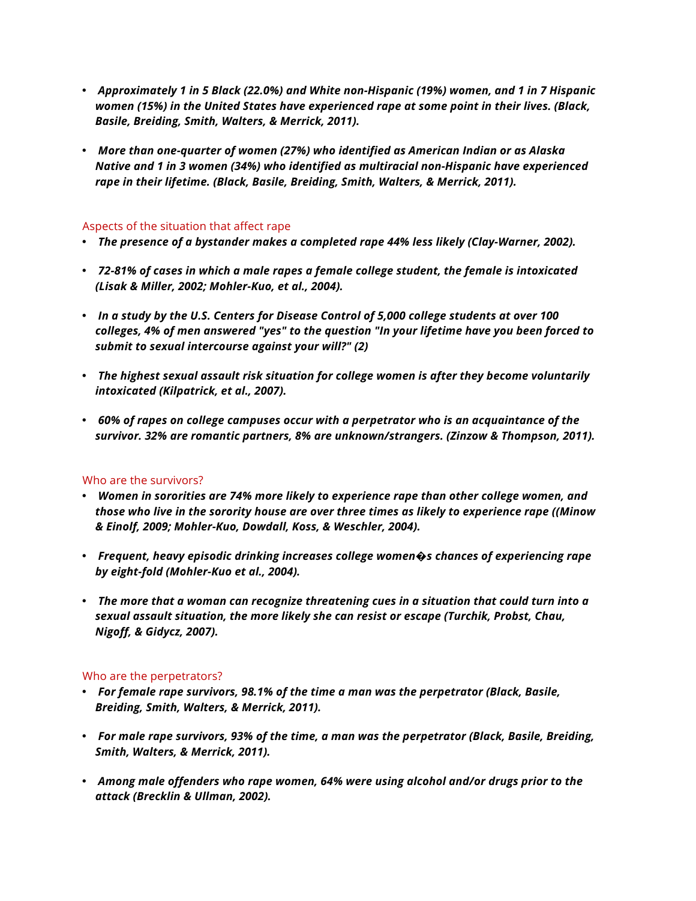- ***Approximately 1 in 5 Black (22.0%) and White non-Hispanic (19%) women, and 1 in 7 Hispanic women (15%) in the United States have experienced rape at some point in their lives. (Black, Basile, Breiding, Smith, Walters, & Merrick, 2011).***

- ***More than one-quarter of women (27%) who identified as American Indian or as Alaska Native and 1 in 3 women (34%) who identified as multiracial non-Hispanic have experienced rape in their lifetime. (Black, Basile, Breiding, Smith, Walters, & Merrick, 2011).***

### Aspects of the situation that affect rape

- ***The presence of a bystander makes a completed rape 44% less likely (Clay-Warner, 2002).***

- ***72-81% of cases in which a male rapes a female college student, the female is intoxicated (Lisak & Miller, 2002; Mohler-Kuo, et al., 2004).***

- ***In a study by the U.S. Centers for Disease Control of 5,000 college students at over 100 colleges, 4% of men answered "yes" to the question "In your lifetime have you been forced to submit to sexual intercourse against your will?" (2)***

- ***The highest sexual assault risk situation for college women is after they become voluntarily intoxicated (Kilpatrick, et al., 2007).***

- ***60% of rapes on college campuses occur with a perpetrator who is an acquaintance of the survivor. 32% are romantic partners, 8% are unknown/strangers. (Zinzow & Thompson, 2011).***

### Who are the survivors?

- ***Women in sororities are 74% more likely to experience rape than other college women, and those who live in the sorority house are over three times as likely to experience rape ((Minow & Einolf, 2009; Mohler-Kuo, Dowdall, Koss, & Weschler, 2004).***

- ***Frequent, heavy episodic drinking increases college women�s chances of experiencing rape by eight-fold (Mohler-Kuo et al., 2004).***

- ***The more that a woman can recognize threatening cues in a situation that could turn into a sexual assault situation, the more likely she can resist or escape (Turchik, Probst, Chau, Nigoff, & Gidycz, 2007).***

### Who are the perpetrators?

- ***For female rape survivors, 98.1% of the time a man was the perpetrator (Black, Basile, Breiding, Smith, Walters, & Merrick, 2011).***

- ***For male rape survivors, 93% of the time, a man was the perpetrator (Black, Basile, Breiding, Smith, Walters, & Merrick, 2011).***

- ***Among male offenders who rape women, 64% were using alcohol and/or drugs prior to the attack (Brecklin & Ullman, 2002).***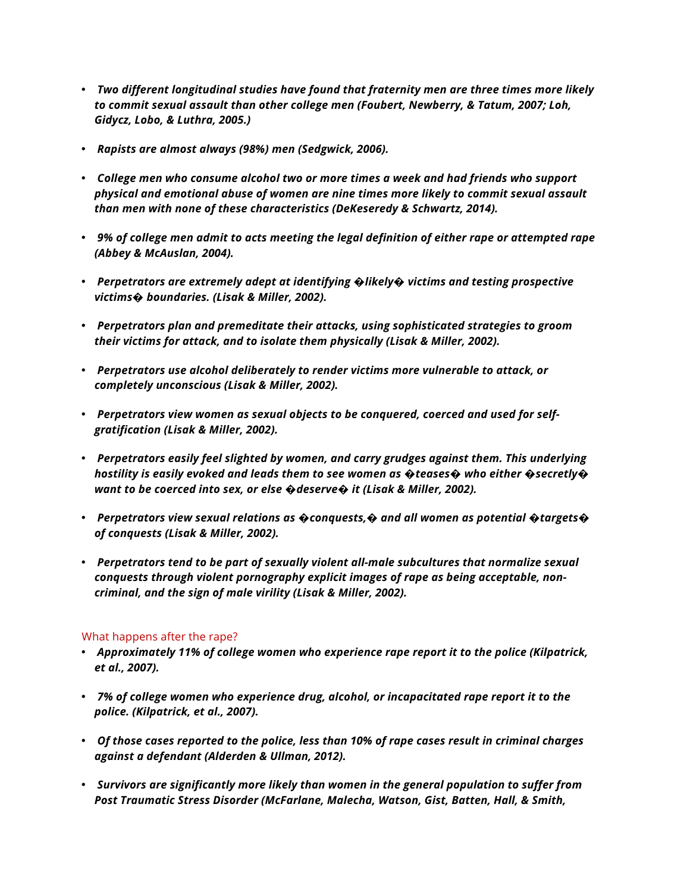- *Two different longitudinal studies have found that fraternity men are three times more likely to commit sexual assault than other college men (Foubert, Newberry, & Tatum, 2007; Loh, Gidycz, Lobo, & Luthra, 2005.)*

- *Rapists are almost always (98%) men (Sedgwick, 2006).*

- *College men who consume alcohol two or more times a week and had friends who support physical and emotional abuse of women are nine times more likely to commit sexual assault than men with none of these characteristics (DeKeseredy & Schwartz, 2014).*

- *9% of college men admit to acts meeting the legal definition of either rape or attempted rape (Abbey & McAuslan, 2004).*

- *Perpetrators are extremely adept at identifying �likely� victims and testing prospective victims� boundaries. (Lisak & Miller, 2002).*

- *Perpetrators plan and premeditate their attacks, using sophisticated strategies to groom their victims for attack, and to isolate them physically (Lisak & Miller, 2002).*

- *Perpetrators use alcohol deliberately to render victims more vulnerable to attack, or completely unconscious (Lisak & Miller, 2002).*

- *Perpetrators view women as sexual objects to be conquered, coerced and used for self-gratification (Lisak & Miller, 2002).*

- *Perpetrators easily feel slighted by women, and carry grudges against them. This underlying hostility is easily evoked and leads them to see women as �teases� who either �secretly� want to be coerced into sex, or else �deserve� it (Lisak & Miller, 2002).*

- *Perpetrators view sexual relations as �conquests,� and all women as potential �targets� of conquests (Lisak & Miller, 2002).*

- *Perpetrators tend to be part of sexually violent all-male subcultures that normalize sexual conquests through violent pornography explicit images of rape as being acceptable, non-criminal, and the sign of male virility (Lisak & Miller, 2002).*

What happens after the rape?

- *Approximately 11% of college women who experience rape report it to the police (Kilpatrick, et al., 2007).*

- *7% of college women who experience drug, alcohol, or incapacitated rape report it to the police. (Kilpatrick, et al., 2007).*

- *Of those cases reported to the police, less than 10% of rape cases result in criminal charges against a defendant (Alderden & Ullman, 2012).*

- *Survivors are significantly more likely than women in the general population to suffer from Post Traumatic Stress Disorder (McFarlane, Malecha, Watson, Gist, Batten, Hall, & Smith,*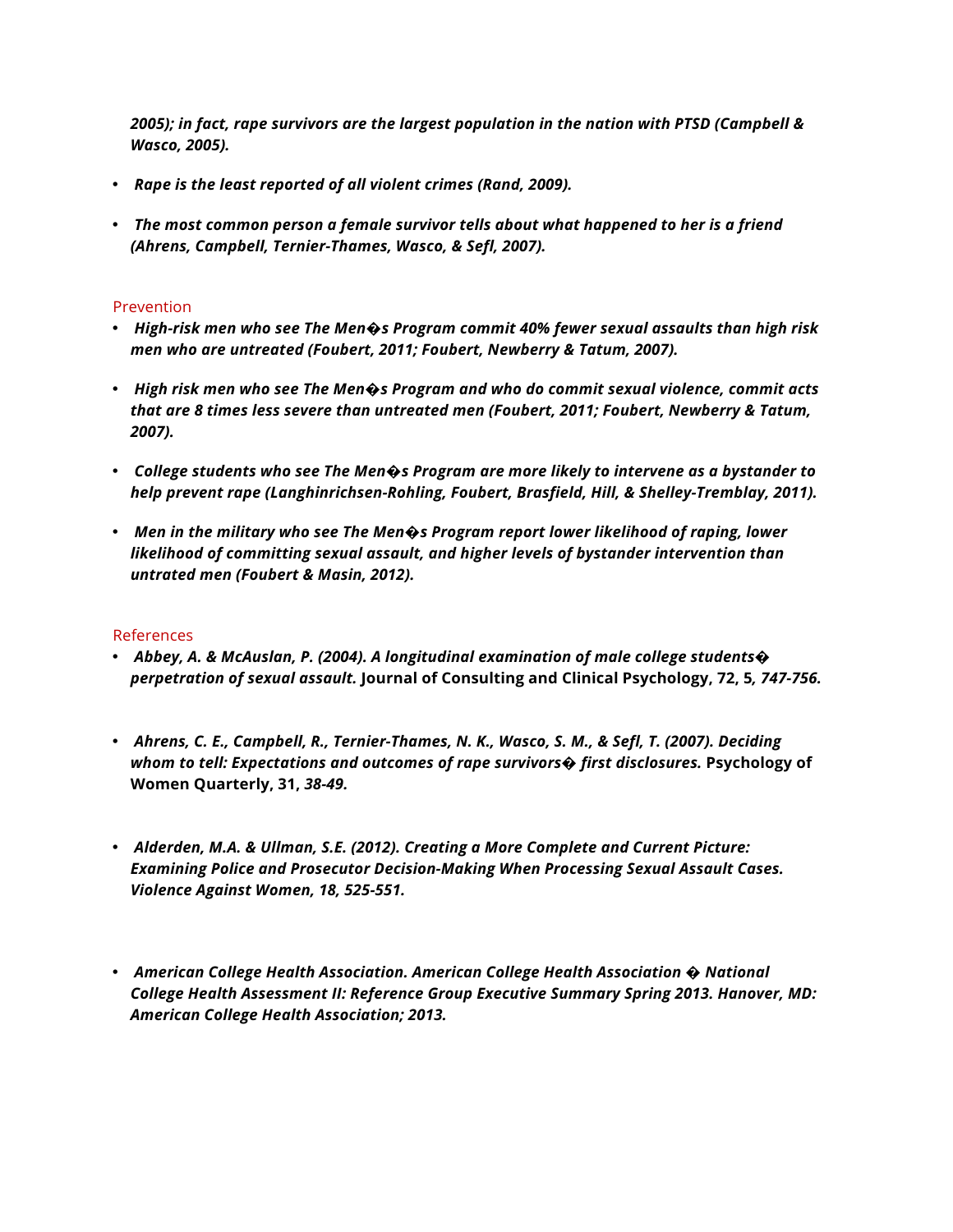*2005); in fact, rape survivors are the largest population in the nation with PTSD (Campbell & Wasco, 2005).*

- *Rape is the least reported of all violent crimes (Rand, 2009).*

- *The most common person a female survivor tells about what happened to her is a friend (Ahrens, Campbell, Ternier-Thames, Wasco, & Sefl, 2007).*

## Prevention

- ***High-risk men who see The Men�s Program commit 40% fewer sexual assaults than high risk men who are untreated (Foubert, 2011; Foubert, Newberry & Tatum, 2007).***

- ***High risk men who see The Men�s Program and who do commit sexual violence, commit acts that are 8 times less severe than untreated men (Foubert, 2011; Foubert, Newberry & Tatum, 2007).***

- ***College students who see The Men�s Program are more likely to intervene as a bystander to help prevent rape (Langhinrichsen-Rohling, Foubert, Brasfield, Hill, & Shelley-Tremblay, 2011).***

- ***Men in the military who see The Men�s Program report lower likelihood of raping, lower likelihood of committing sexual assault, and higher levels of bystander intervention than untrated men (Foubert & Masin, 2012).***

## References

- ***Abbey, A. & McAuslan, P. (2004). A longitudinal examination of male college students� perpetration of sexual assault.*** **Journal of Consulting and Clinical Psychology, 72, 5*, 747-756.***

- ***Ahrens, C. E., Campbell, R., Ternier-Thames, N. K., Wasco, S. M., & Sefl, T. (2007). Deciding whom to tell: Expectations and outcomes of rape survivors� first disclosures.*** **Psychology of Women Quarterly, 31, *38-49.***

- ***Alderden, M.A. & Ullman, S.E. (2012). Creating a More Complete and Current Picture: Examining Police and Prosecutor Decision-Making When Processing Sexual Assault Cases. Violence Against Women, 18, 525-551.***

- ***American College Health Association. American College Health Association � National College Health Assessment II: Reference Group Executive Summary Spring 2013. Hanover, MD: American College Health Association; 2013.***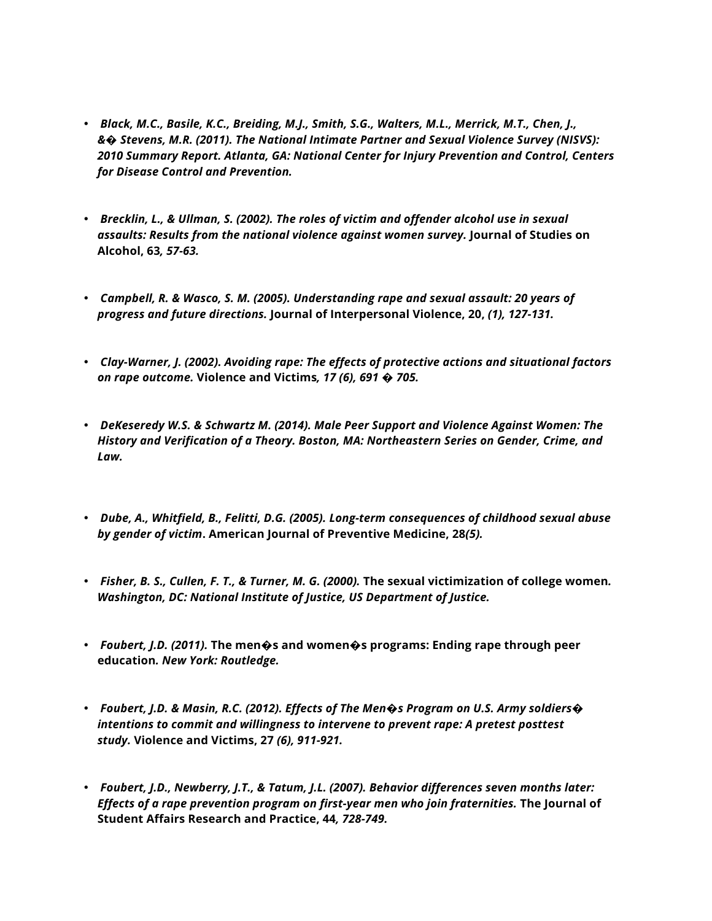- *Black, M.C., Basile, K.C., Breiding, M.J., Smith, S.G., Walters, M.L., Merrick, M.T., Chen, J., &� Stevens, M.R. (2011). The National Intimate Partner and Sexual Violence Survey (NISVS): 2010 Summary Report. Atlanta, GA: National Center for Injury Prevention and Control, Centers for Disease Control and Prevention.*

- *Brecklin, L., & Ullman, S. (2002). The roles of victim and offender alcohol use in sexual assaults: Results from the national violence against women survey.* **Journal of Studies on Alcohol, 63***, 57-63.*

- *Campbell, R. & Wasco, S. M. (2005). Understanding rape and sexual assault: 20 years of progress and future directions.* **Journal of Interpersonal Violence, 20,** *(1), 127-131.*

- *Clay-Warner, J. (2002). Avoiding rape: The effects of protective actions and situational factors on rape outcome.* **Violence and Victims***, 17 (6), 691 � 705.*

- *DeKeseredy W.S. & Schwartz M. (2014). Male Peer Support and Violence Against Women: The History and Verification of a Theory. Boston, MA: Northeastern Series on Gender, Crime, and Law.*

- *Dube, A., Whitfield, B., Felitti, D.G. (2005). Long-term consequences of childhood sexual abuse by gender of victim***. American Journal of Preventive Medicine, 28***(5).*

- *Fisher, B. S., Cullen, F. T., & Turner, M. G. (2000).* **The sexual victimization of college women***. Washington, DC: National Institute of Justice, US Department of Justice.*

- *Foubert, J.D. (2011).* **The men�s and women�s programs: Ending rape through peer education***. New York: Routledge.*

- *Foubert, J.D. & Masin, R.C. (2012). Effects of The Men�s Program on U.S. Army soldiers� intentions to commit and willingness to intervene to prevent rape: A pretest posttest study.* **Violence and Victims, 27** *(6), 911-921.*

- *Foubert, J.D., Newberry, J.T., & Tatum, J.L. (2007). Behavior differences seven months later: Effects of a rape prevention program on first-year men who join fraternities.* **The Journal of Student Affairs Research and Practice, 44***, 728-749.*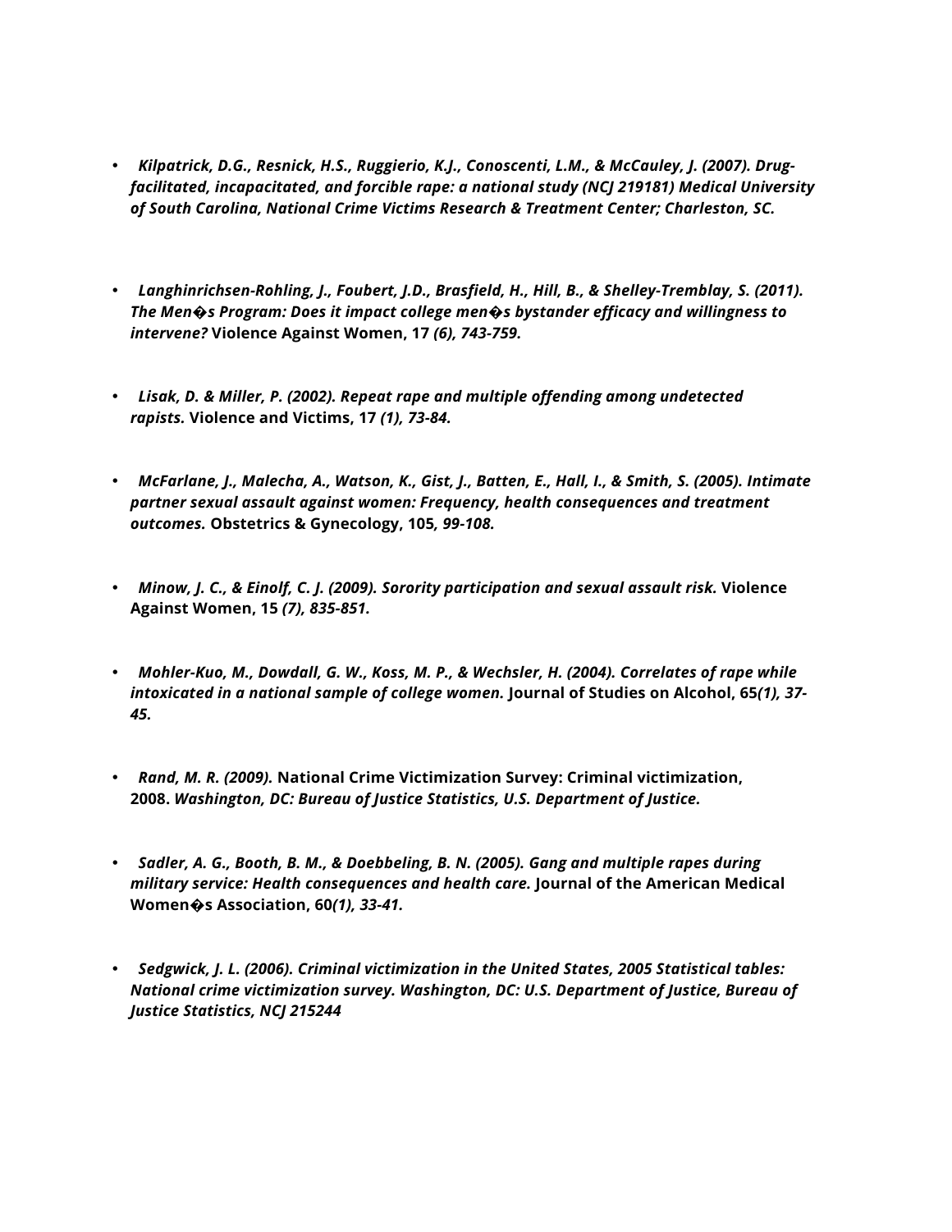- *Kilpatrick, D.G., Resnick, H.S., Ruggierio, K.J., Conoscenti, L.M., & McCauley, J. (2007). Drug-facilitated, incapacitated, and forcible rape: a national study (NCJ 219181) Medical University of South Carolina, National Crime Victims Research & Treatment Center; Charleston, SC.*

- *Langhinrichsen-Rohling, J., Foubert, J.D., Brasfield, H., Hill, B., & Shelley-Tremblay, S. (2011). The Men�s Program: Does it impact college men�s bystander efficacy and willingness to intervene?* **Violence Against Women, 17** *(6), 743-759.*

- *Lisak, D. & Miller, P. (2002). Repeat rape and multiple offending among undetected rapists.* **Violence and Victims, 17** *(1), 73-84.*

- *McFarlane, J., Malecha, A., Watson, K., Gist, J., Batten, E., Hall, I., & Smith, S. (2005). Intimate partner sexual assault against women: Frequency, health consequences and treatment outcomes.* **Obstetrics & Gynecology, 105***, 99-108.*

- *Minow, J. C., & Einolf, C. J. (2009). Sorority participation and sexual assault risk.* **Violence Against Women, 15** *(7), 835-851.*

- *Mohler-Kuo, M., Dowdall, G. W., Koss, M. P., & Wechsler, H. (2004). Correlates of rape while intoxicated in a national sample of college women.* **Journal of Studies on Alcohol, 65***(1), 37-45.*

- *Rand, M. R. (2009).* **National Crime Victimization Survey: Criminal victimization, 2008.** *Washington, DC: Bureau of Justice Statistics, U.S. Department of Justice.*

- *Sadler, A. G., Booth, B. M., & Doebbeling, B. N. (2005). Gang and multiple rapes during military service: Health consequences and health care.* **Journal of the American Medical Women�s Association, 60***(1), 33-41.*

- *Sedgwick, J. L. (2006). Criminal victimization in the United States, 2005 Statistical tables: National crime victimization survey. Washington, DC: U.S. Department of Justice, Bureau of Justice Statistics, NCJ 215244*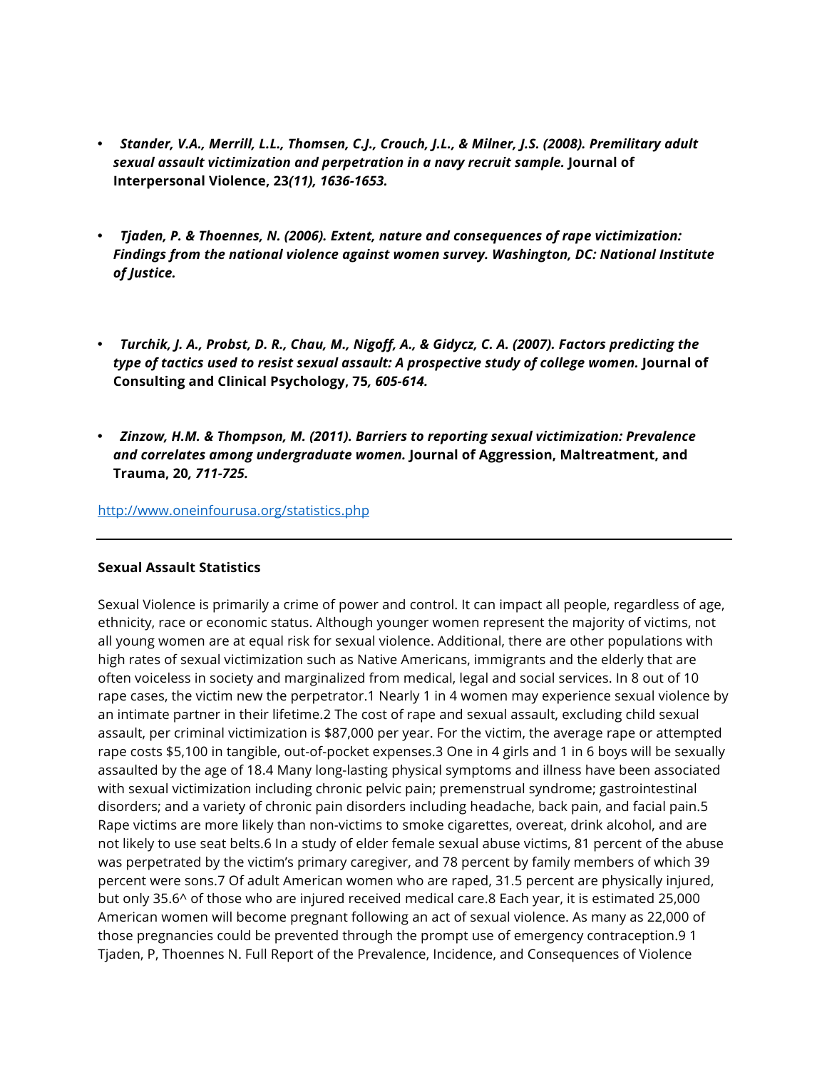- *Stander, V.A., Merrill, L.L., Thomsen, C.J., Crouch, J.L., & Milner, J.S. (2008). Premilitary adult sexual assault victimization and perpetration in a navy recruit sample.* **Journal of Interpersonal Violence, 23***(11), 1636-1653.*

- *Tjaden, P. & Thoennes, N. (2006). Extent, nature and consequences of rape victimization: Findings from the national violence against women survey. Washington, DC: National Institute of Justice.*

- *Turchik, J. A., Probst, D. R., Chau, M., Nigoff, A., & Gidycz, C. A. (2007). Factors predicting the type of tactics used to resist sexual assault: A prospective study of college women.* **Journal of Consulting and Clinical Psychology, 75***, 605-614.*

- *Zinzow, H.M. & Thompson, M. (2011). Barriers to reporting sexual victimization: Prevalence and correlates among undergraduate women.* **Journal of Aggression, Maltreatment, and Trauma, 20***, 711-725.*

http://www.oneinfourusa.org/statistics.php

---

**Sexual Assault Statistics**

Sexual Violence is primarily a crime of power and control. It can impact all people, regardless of age, ethnicity, race or economic status. Although younger women represent the majority of victims, not all young women are at equal risk for sexual violence. Additional, there are other populations with high rates of sexual victimization such as Native Americans, immigrants and the elderly that are often voiceless in society and marginalized from medical, legal and social services. In 8 out of 10 rape cases, the victim new the perpetrator.1 Nearly 1 in 4 women may experience sexual violence by an intimate partner in their lifetime.2 The cost of rape and sexual assault, excluding child sexual assault, per criminal victimization is $87,000 per year. For the victim, the average rape or attempted rape costs $5,100 in tangible, out-of-pocket expenses.3 One in 4 girls and 1 in 6 boys will be sexually assaulted by the age of 18.4 Many long-lasting physical symptoms and illness have been associated with sexual victimization including chronic pelvic pain; premenstrual syndrome; gastrointestinal disorders; and a variety of chronic pain disorders including headache, back pain, and facial pain.5 Rape victims are more likely than non-victims to smoke cigarettes, overeat, drink alcohol, and are not likely to use seat belts.6 In a study of elder female sexual abuse victims, 81 percent of the abuse was perpetrated by the victim's primary caregiver, and 78 percent by family members of which 39 percent were sons.7 Of adult American women who are raped, 31.5 percent are physically injured, but only 35.6^ of those who are injured received medical care.8 Each year, it is estimated 25,000 American women will become pregnant following an act of sexual violence. As many as 22,000 of those pregnancies could be prevented through the prompt use of emergency contraception.9 1 Tjaden, P, Thoennes N. Full Report of the Prevalence, Incidence, and Consequences of Violence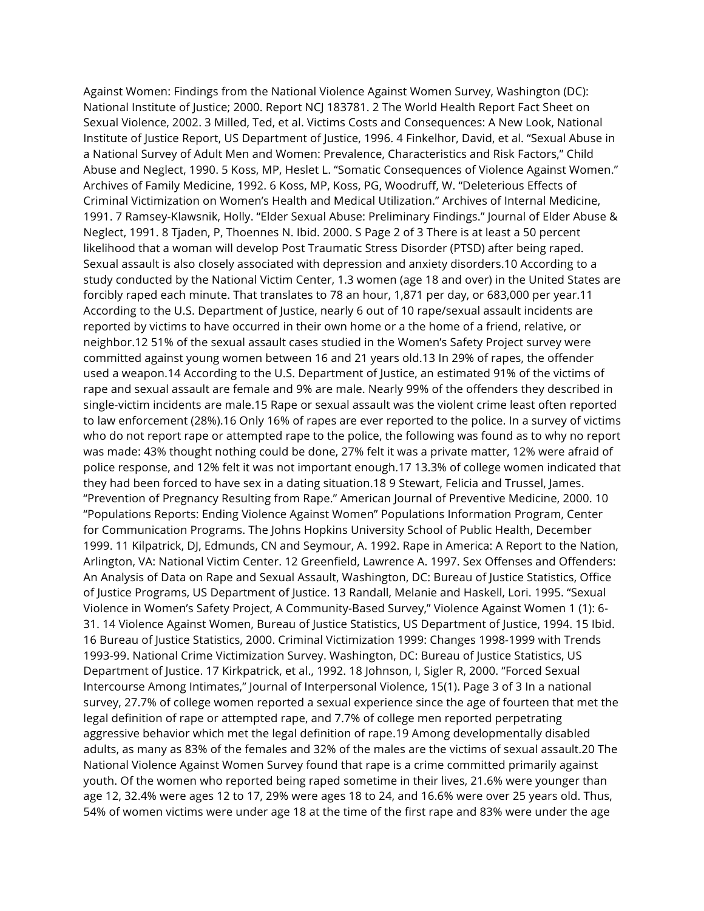Against Women: Findings from the National Violence Against Women Survey, Washington (DC): National Institute of Justice; 2000. Report NCJ 183781. 2 The World Health Report Fact Sheet on Sexual Violence, 2002. 3 Milled, Ted, et al. Victims Costs and Consequences: A New Look, National Institute of Justice Report, US Department of Justice, 1996. 4 Finkelhor, David, et al. "Sexual Abuse in a National Survey of Adult Men and Women: Prevalence, Characteristics and Risk Factors," Child Abuse and Neglect, 1990. 5 Koss, MP, Heslet L. "Somatic Consequences of Violence Against Women." Archives of Family Medicine, 1992. 6 Koss, MP, Koss, PG, Woodruff, W. "Deleterious Effects of Criminal Victimization on Women's Health and Medical Utilization." Archives of Internal Medicine, 1991. 7 Ramsey-Klawsnik, Holly. "Elder Sexual Abuse: Preliminary Findings." Journal of Elder Abuse & Neglect, 1991. 8 Tjaden, P, Thoennes N. Ibid. 2000. S Page 2 of 3 There is at least a 50 percent likelihood that a woman will develop Post Traumatic Stress Disorder (PTSD) after being raped. Sexual assault is also closely associated with depression and anxiety disorders.10 According to a study conducted by the National Victim Center, 1.3 women (age 18 and over) in the United States are forcibly raped each minute. That translates to 78 an hour, 1,871 per day, or 683,000 per year.11 According to the U.S. Department of Justice, nearly 6 out of 10 rape/sexual assault incidents are reported by victims to have occurred in their own home or a the home of a friend, relative, or neighbor.12 51% of the sexual assault cases studied in the Women's Safety Project survey were committed against young women between 16 and 21 years old.13 In 29% of rapes, the offender used a weapon.14 According to the U.S. Department of Justice, an estimated 91% of the victims of rape and sexual assault are female and 9% are male. Nearly 99% of the offenders they described in single-victim incidents are male.15 Rape or sexual assault was the violent crime least often reported to law enforcement (28%).16 Only 16% of rapes are ever reported to the police. In a survey of victims who do not report rape or attempted rape to the police, the following was found as to why no report was made: 43% thought nothing could be done, 27% felt it was a private matter, 12% were afraid of police response, and 12% felt it was not important enough.17 13.3% of college women indicated that they had been forced to have sex in a dating situation.18 9 Stewart, Felicia and Trussel, James. "Prevention of Pregnancy Resulting from Rape." American Journal of Preventive Medicine, 2000. 10 "Populations Reports: Ending Violence Against Women" Populations Information Program, Center for Communication Programs. The Johns Hopkins University School of Public Health, December 1999. 11 Kilpatrick, DJ, Edmunds, CN and Seymour, A. 1992. Rape in America: A Report to the Nation, Arlington, VA: National Victim Center. 12 Greenfield, Lawrence A. 1997. Sex Offenses and Offenders: An Analysis of Data on Rape and Sexual Assault, Washington, DC: Bureau of Justice Statistics, Office of Justice Programs, US Department of Justice. 13 Randall, Melanie and Haskell, Lori. 1995. "Sexual Violence in Women's Safety Project, A Community-Based Survey," Violence Against Women 1 (1): 6-31. 14 Violence Against Women, Bureau of Justice Statistics, US Department of Justice, 1994. 15 Ibid. 16 Bureau of Justice Statistics, 2000. Criminal Victimization 1999: Changes 1998-1999 with Trends 1993-99. National Crime Victimization Survey. Washington, DC: Bureau of Justice Statistics, US Department of Justice. 17 Kirkpatrick, et al., 1992. 18 Johnson, I, Sigler R, 2000. "Forced Sexual Intercourse Among Intimates," Journal of Interpersonal Violence, 15(1). Page 3 of 3 In a national survey, 27.7% of college women reported a sexual experience since the age of fourteen that met the legal definition of rape or attempted rape, and 7.7% of college men reported perpetrating aggressive behavior which met the legal definition of rape.19 Among developmentally disabled adults, as many as 83% of the females and 32% of the males are the victims of sexual assault.20 The National Violence Against Women Survey found that rape is a crime committed primarily against youth. Of the women who reported being raped sometime in their lives, 21.6% were younger than age 12, 32.4% were ages 12 to 17, 29% were ages 18 to 24, and 16.6% were over 25 years old. Thus, 54% of women victims were under age 18 at the time of the first rape and 83% were under the age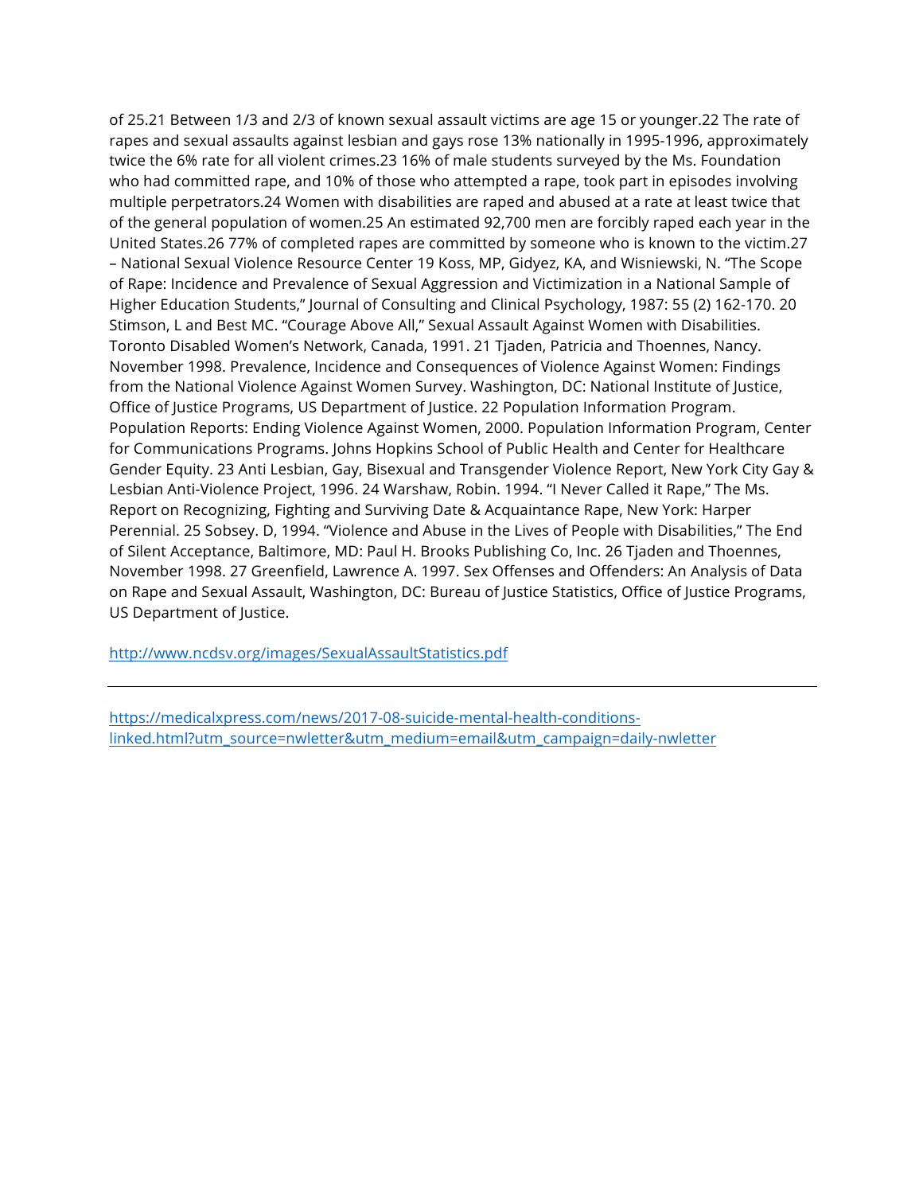of 25.21 Between 1/3 and 2/3 of known sexual assault victims are age 15 or younger.22 The rate of rapes and sexual assaults against lesbian and gays rose 13% nationally in 1995-1996, approximately twice the 6% rate for all violent crimes.23 16% of male students surveyed by the Ms. Foundation who had committed rape, and 10% of those who attempted a rape, took part in episodes involving multiple perpetrators.24 Women with disabilities are raped and abused at a rate at least twice that of the general population of women.25 An estimated 92,700 men are forcibly raped each year in the United States.26 77% of completed rapes are committed by someone who is known to the victim.27 – National Sexual Violence Resource Center 19 Koss, MP, Gidyez, KA, and Wisniewski, N. "The Scope of Rape: Incidence and Prevalence of Sexual Aggression and Victimization in a National Sample of Higher Education Students," Journal of Consulting and Clinical Psychology, 1987: 55 (2) 162-170. 20 Stimson, L and Best MC. "Courage Above All," Sexual Assault Against Women with Disabilities. Toronto Disabled Women's Network, Canada, 1991. 21 Tjaden, Patricia and Thoennes, Nancy. November 1998. Prevalence, Incidence and Consequences of Violence Against Women: Findings from the National Violence Against Women Survey. Washington, DC: National Institute of Justice, Office of Justice Programs, US Department of Justice. 22 Population Information Program. Population Reports: Ending Violence Against Women, 2000. Population Information Program, Center for Communications Programs. Johns Hopkins School of Public Health and Center for Healthcare Gender Equity. 23 Anti Lesbian, Gay, Bisexual and Transgender Violence Report, New York City Gay & Lesbian Anti-Violence Project, 1996. 24 Warshaw, Robin. 1994. "I Never Called it Rape," The Ms. Report on Recognizing, Fighting and Surviving Date & Acquaintance Rape, New York: Harper Perennial. 25 Sobsey. D, 1994. "Violence and Abuse in the Lives of People with Disabilities," The End of Silent Acceptance, Baltimore, MD: Paul H. Brooks Publishing Co, Inc. 26 Tjaden and Thoennes, November 1998. 27 Greenfield, Lawrence A. 1997. Sex Offenses and Offenders: An Analysis of Data on Rape and Sexual Assault, Washington, DC: Bureau of Justice Statistics, Office of Justice Programs, US Department of Justice.

http://www.ncdsv.org/images/SexualAssaultStatistics.pdf

---

https://medicalxpress.com/news/2017-08-suicide-mental-health-conditions-linked.html?utm_source=nwletter&utm_medium=email&utm_campaign=daily-nwletter